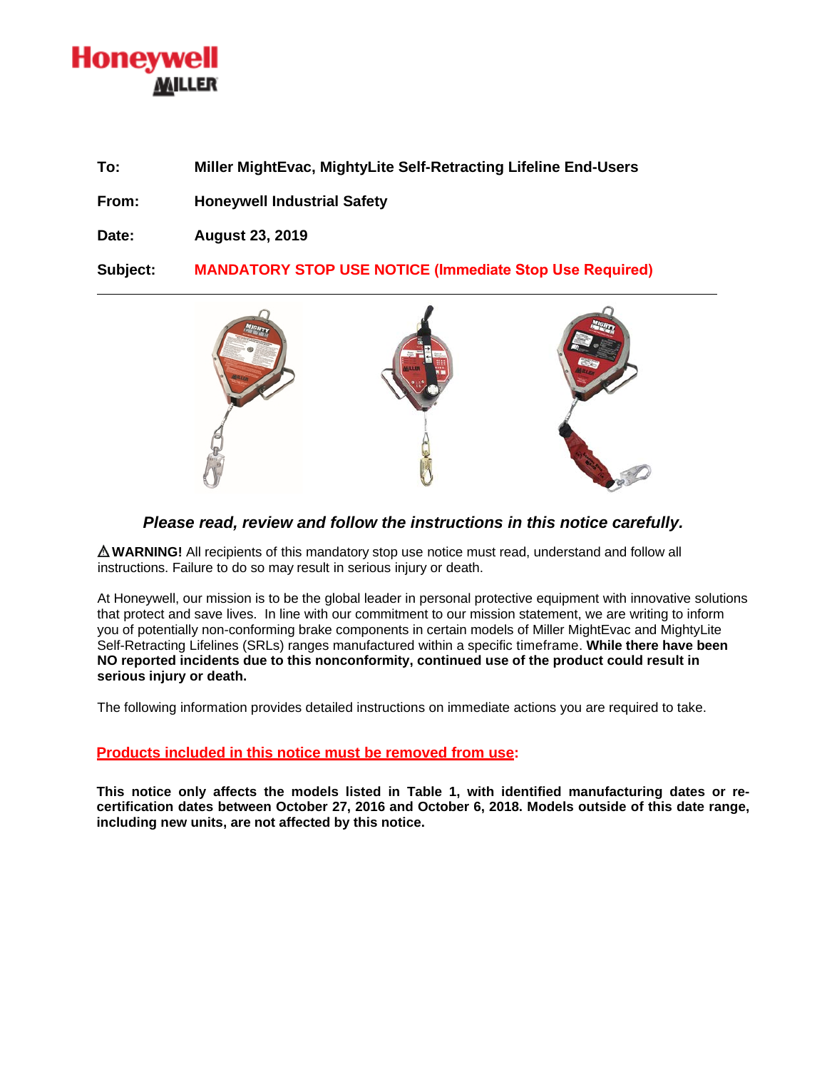Honeywell
MILLER

**To:** Miller MightEvac, MightyLite Self-Retracting Lifeline End-Users

**From:** Honeywell Industrial Safety

**Date:** August 23, 2019

**Subject:** **MANDATORY STOP USE NOTICE (Immediate Stop Use Required)**

---

***Please read, review and follow the instructions in this notice carefully.***

⚠**WARNING!** All recipients of this mandatory stop use notice must read, understand and follow all instructions. Failure to do so may result in serious injury or death.

At Honeywell, our mission is to be the global leader in personal protective equipment with innovative solutions that protect and save lives. In line with our commitment to our mission statement, we are writing to inform you of potentially non-conforming brake components in certain models of Miller MightEvac and MightyLite Self-Retracting Lifelines (SRLs) ranges manufactured within a specific timeframe. **While there have been NO reported incidents due to this nonconformity, continued use of the product could result in serious injury or death.**

The following information provides detailed instructions on immediate actions you are required to take.

## Products included in this notice must be removed from use:

**This notice only affects the models listed in Table 1, with identified manufacturing dates or re-certification dates between October 27, 2016 and October 6, 2018. Models outside of this date range, including new units, are not affected by this notice.**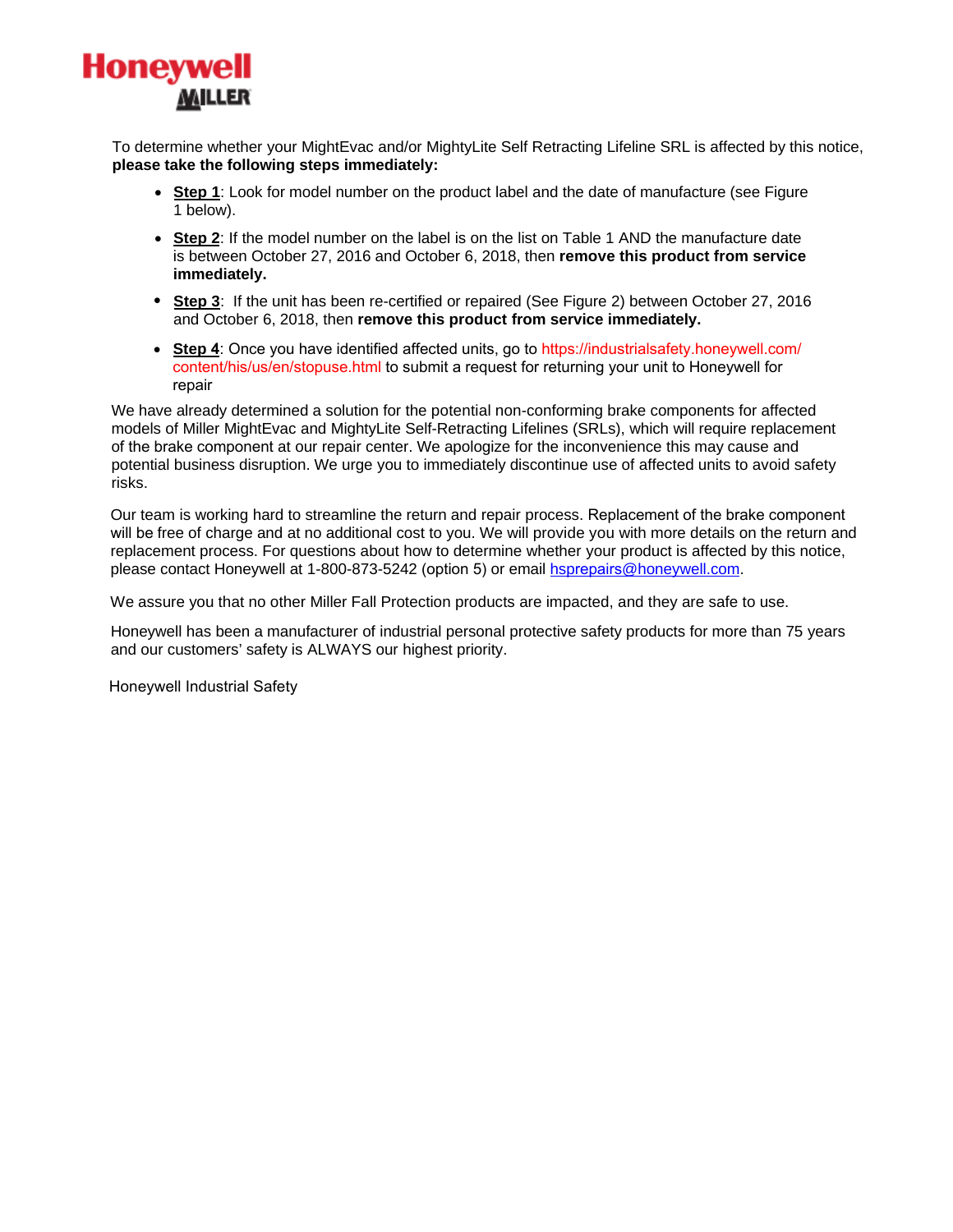To determine whether your MightEvac and/or MightyLite Self Retracting Lifeline SRL is affected by this notice, **please take the following steps immediately:**

- **<u>Step 1</u>**: Look for model number on the product label and the date of manufacture (see Figure 1 below).
- **<u>Step 2</u>**: If the model number on the label is on the list on Table 1 AND the manufacture date is between October 27, 2016 and October 6, 2018, then **remove this product from service immediately.**
- **<u>Step 3</u>**: If the unit has been re-certified or repaired (See Figure 2) between October 27, 2016 and October 6, 2018, then **remove this product from service immediately.**
- **<u>Step 4</u>**: Once you have identified affected units, go to https://industrialsafety.honeywell.com/content/his/us/en/stopuse.html to submit a request for returning your unit to Honeywell for repair

We have already determined a solution for the potential non-conforming brake components for affected models of Miller MightEvac and MightyLite Self-Retracting Lifelines (SRLs), which will require replacement of the brake component at our repair center. We apologize for the inconvenience this may cause and potential business disruption. We urge you to immediately discontinue use of affected units to avoid safety risks.

Our team is working hard to streamline the return and repair process. Replacement of the brake component will be free of charge and at no additional cost to you. We will provide you with more details on the return and replacement process. For questions about how to determine whether your product is affected by this notice, please contact Honeywell at 1-800-873-5242 (option 5) or email hsprepairs@honeywell.com.

We assure you that no other Miller Fall Protection products are impacted, and they are safe to use.

Honeywell has been a manufacturer of industrial personal protective safety products for more than 75 years and our customers' safety is ALWAYS our highest priority.

Honeywell Industrial Safety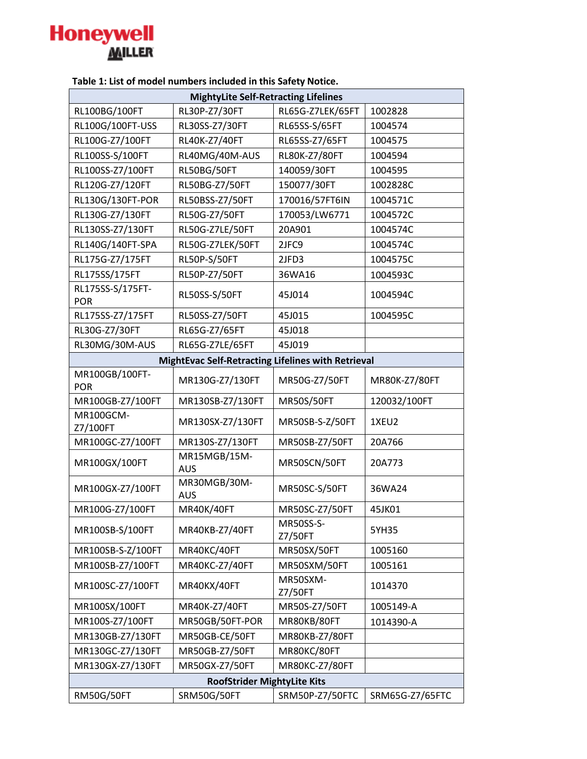**Table 1: List of model numbers included in this Safety Notice.**

| MightyLite Self-Retracting Lifelines | | | |
|---|---|---|---|
| RL100BG/100FT | RL30P-Z7/30FT | RL65G-Z7LEK/65FT | 1002828 |
| RL100G/100FT-USS | RL30SS-Z7/30FT | RL65SS-S/65FT | 1004574 |
| RL100G-Z7/100FT | RL40K-Z7/40FT | RL65SS-Z7/65FT | 1004575 |
| RL100SS-S/100FT | RL40MG/40M-AUS | RL80K-Z7/80FT | 1004594 |
| RL100SS-Z7/100FT | RL50BG/50FT | 140059/30FT | 1004595 |
| RL120G-Z7/120FT | RL50BG-Z7/50FT | 150077/30FT | 1002828C |
| RL130G/130FT-POR | RL50BSS-Z7/50FT | 170016/57FT6IN | 1004571C |
| RL130G-Z7/130FT | RL50G-Z7/50FT | 170053/LW6771 | 1004572C |
| RL130SS-Z7/130FT | RL50G-Z7LE/50FT | 20A901 | 1004574C |
| RL140G/140FT-SPA | RL50G-Z7LEK/50FT | 2JFC9 | 1004574C |
| RL175G-Z7/175FT | RL50P-S/50FT | 2JFD3 | 1004575C |
| RL175SS/175FT | RL50P-Z7/50FT | 36WA16 | 1004593C |
| RL175SS-S/175FT-POR | RL50SS-S/50FT | 45J014 | 1004594C |
| RL175SS-Z7/175FT | RL50SS-Z7/50FT | 45J015 | 1004595C |
| RL30G-Z7/30FT | RL65G-Z7/65FT | 45J018 | |
| RL30MG/30M-AUS | RL65G-Z7LE/65FT | 45J019 | |
| **MightEvac Self-Retracting Lifelines with Retrieval** | | | |
| MR100GB/100FT-POR | MR130G-Z7/130FT | MR50G-Z7/50FT | MR80K-Z7/80FT |
| MR100GB-Z7/100FT | MR130SB-Z7/130FT | MR50S/50FT | 120032/100FT |
| MR100GCM-Z7/100FT | MR130SX-Z7/130FT | MR50SB-S-Z/50FT | 1XEU2 |
| MR100GC-Z7/100FT | MR130S-Z7/130FT | MR50SB-Z7/50FT | 20A766 |
| MR100GX/100FT | MR15MGB/15M-AUS | MR50SCN/50FT | 20A773 |
| MR100GX-Z7/100FT | MR30MGB/30M-AUS | MR50SC-S/50FT | 36WA24 |
| MR100G-Z7/100FT | MR40K/40FT | MR50SC-Z7/50FT | 45JK01 |
| MR100SB-S/100FT | MR40KB-Z7/40FT | MR50SS-S-Z7/50FT | 5YH35 |
| MR100SB-S-Z/100FT | MR40KC/40FT | MR50SX/50FT | 1005160 |
| MR100SB-Z7/100FT | MR40KC-Z7/40FT | MR50SXM/50FT | 1005161 |
| MR100SC-Z7/100FT | MR40KX/40FT | MR50SXM-Z7/50FT | 1014370 |
| MR100SX/100FT | MR40K-Z7/40FT | MR50S-Z7/50FT | 1005149-A |
| MR100S-Z7/100FT | MR50GB/50FT-POR | MR80KB/80FT | 1014390-A |
| MR130GB-Z7/130FT | MR50GB-CE/50FT | MR80KB-Z7/80FT | |
| MR130GC-Z7/130FT | MR50GB-Z7/50FT | MR80KC/80FT | |
| MR130GX-Z7/130FT | MR50GX-Z7/50FT | MR80KC-Z7/80FT | |
| **RoofStrider MightyLite Kits** | | | |
| RM50G/50FT | SRM50G/50FT | SRM50P-Z7/50FTC | SRM65G-Z7/65FTC |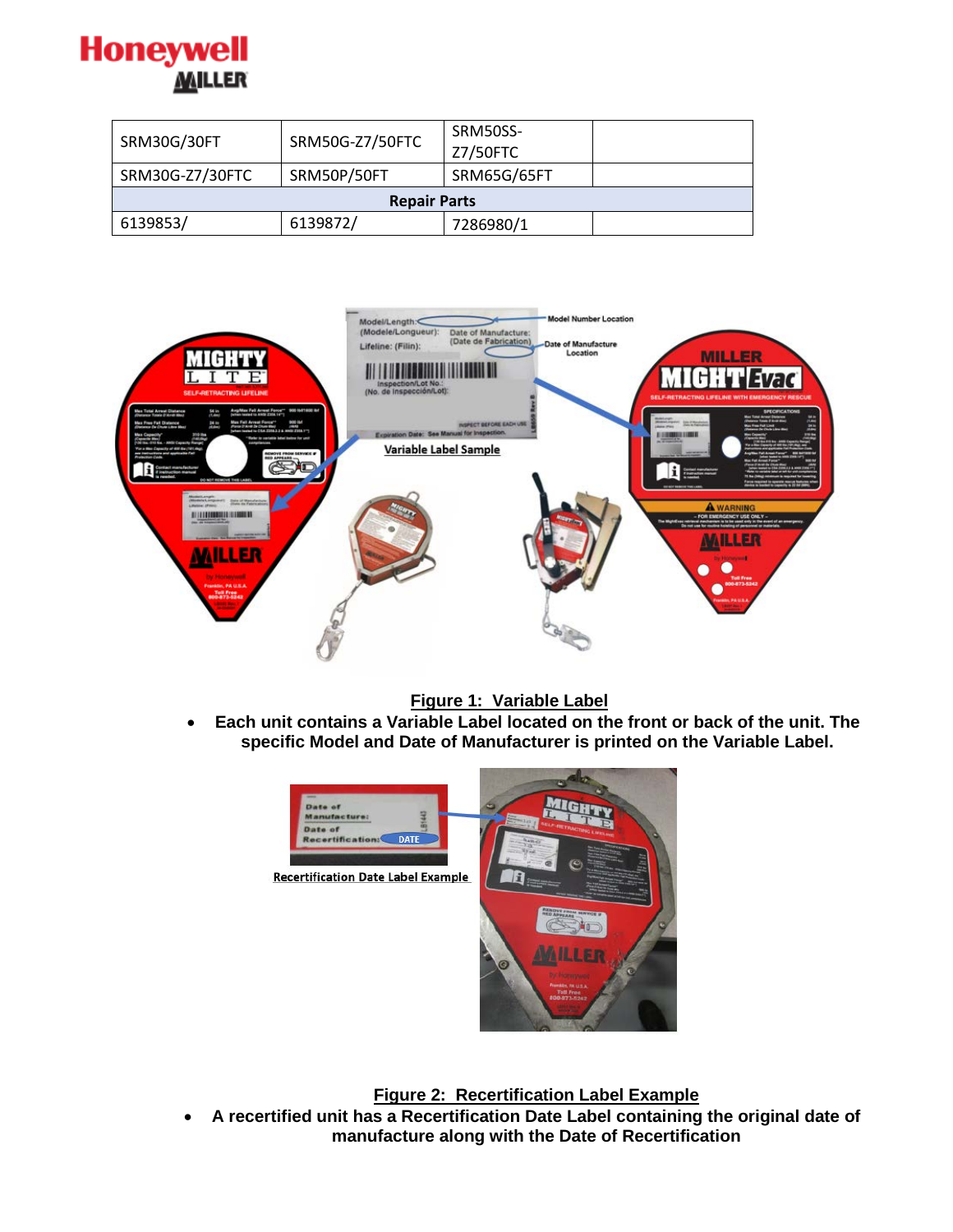| | | | |
|---|---|---|---|
| SRM30G/30FT | SRM50G-Z7/50FTC | SRM50SS-Z7/50FTC | |
| SRM30G-Z7/30FTC | SRM50P/50FT | SRM65G/65FT | |
| **Repair Parts** | | | |
| 6139853/ | 6139872/ | 7286980/1 | |

**Figure 1: Variable Label**

- **Each unit contains a Variable Label located on the front or back of the unit. The specific Model and Date of Manufacturer is printed on the Variable Label.**

**Figure 2: Recertification Label Example**

- **A recertified unit has a Recertification Date Label containing the original date of manufacture along with the Date of Recertification**